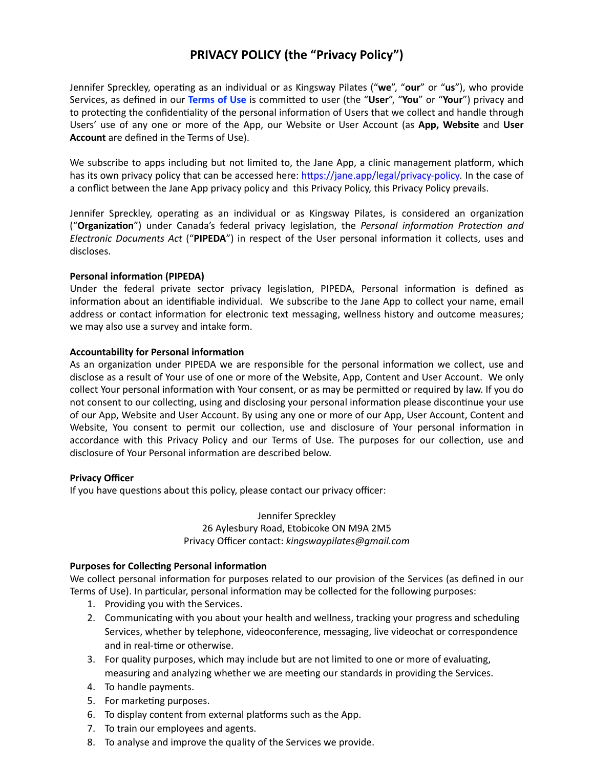# PRIVACY POLICY (the "Privacy Policy")

Jennifer Spreckley, operating as an individual or as Kingsway Pilates ("**we**", "**our**" or "**us**"), who provide Services, as defined in our **Terms of Use** is committed to user (the "**User**", "**You**" or "**Your**") privacy and to protecting the confidentiality of the personal information of Users that we collect and handle through Users' use of any one or more of the App, our Website or User Account (as **App, Website** and **User Account** are defined in the Terms of Use).

We subscribe to apps including but not limited to, the Jane App, a clinic management platform, which has its own privacy policy that can be accessed here: https://jane.app/legal/privacy-policy*.* In the case of a conflict between the Jane App privacy policy and this Privacy Policy, this Privacy Policy prevails.

Jennifer Spreckley, operating as an individual or as Kingsway Pilates, is considered an organization ("**Organization**") under Canada's federal privacy legislation, the *Personal information Protection and Electronic Documents Act* ("**PIPEDA**") in respect of the User personal information it collects, uses and discloses.

**Personal information (PIPEDA)**
Under the federal private sector privacy legislation, PIPEDA, Personal information is defined as information about an identifiable individual. We subscribe to the Jane App to collect your name, email address or contact information for electronic text messaging, wellness history and outcome measures; we may also use a survey and intake form.

**Accountability for Personal information**
As an organization under PIPEDA we are responsible for the personal information we collect, use and disclose as a result of Your use of one or more of the Website, App, Content and User Account. We only collect Your personal information with Your consent, or as may be permitted or required by law. If you do not consent to our collecting, using and disclosing your personal information please discontinue your use of our App, Website and User Account. By using any one or more of our App, User Account, Content and Website, You consent to permit our collection, use and disclosure of Your personal information in accordance with this Privacy Policy and our Terms of Use. The purposes for our collection, use and disclosure of Your Personal information are described below.

**Privacy Officer**
If you have questions about this policy, please contact our privacy officer:

Jennifer Spreckley
26 Aylesbury Road, Etobicoke ON M9A 2M5
Privacy Officer contact: *kingswaypilates@gmail.com*

**Purposes for Collecting Personal information**
We collect personal information for purposes related to our provision of the Services (as defined in our Terms of Use). In particular, personal information may be collected for the following purposes:

1. Providing you with the Services.
2. Communicating with you about your health and wellness, tracking your progress and scheduling Services, whether by telephone, videoconference, messaging, live videochat or correspondence and in real-time or otherwise.
3. For quality purposes, which may include but are not limited to one or more of evaluating, measuring and analyzing whether we are meeting our standards in providing the Services.
4. To handle payments.
5. For marketing purposes.
6. To display content from external platforms such as the App.
7. To train our employees and agents.
8. To analyse and improve the quality of the Services we provide.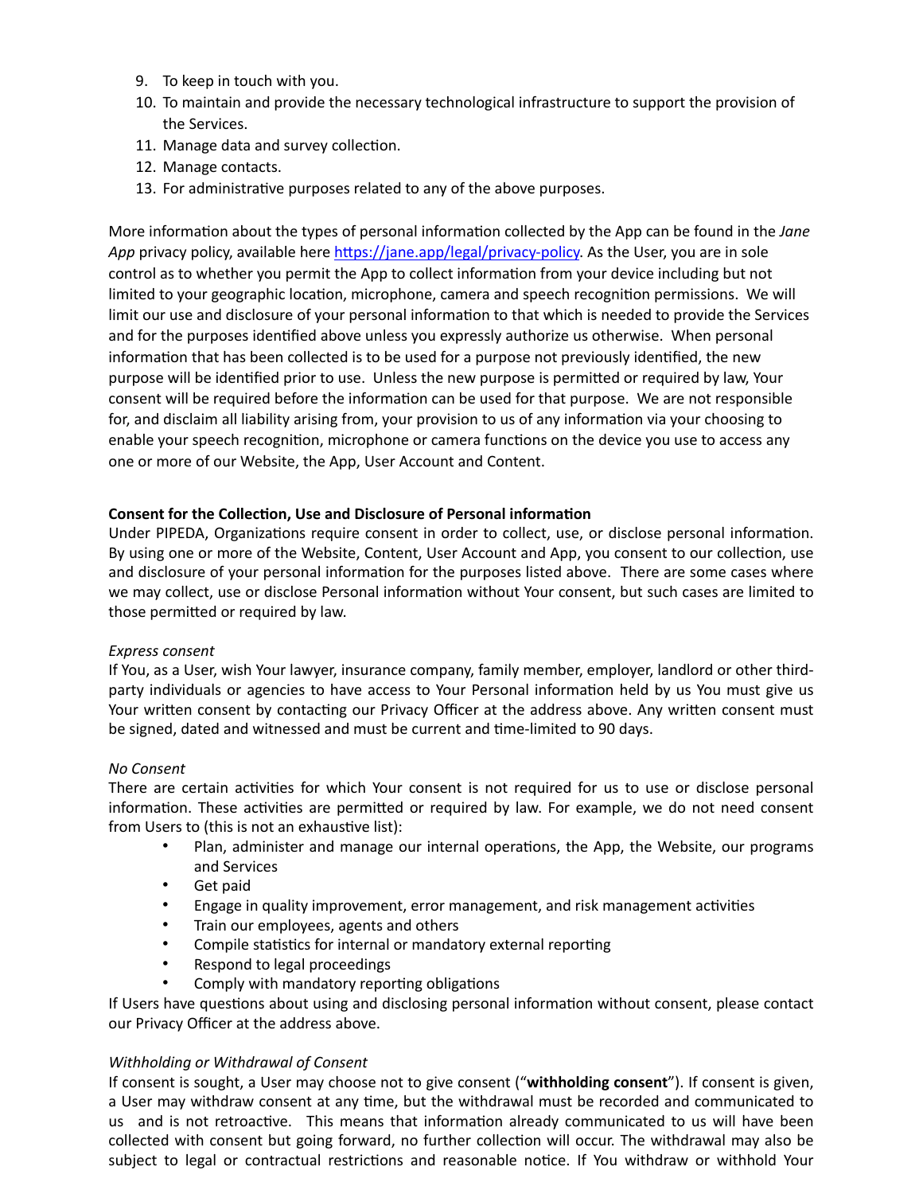9. To keep in touch with you.
10. To maintain and provide the necessary technological infrastructure to support the provision of the Services.
11. Manage data and survey collection.
12. Manage contacts.
13. For administrative purposes related to any of the above purposes.

More information about the types of personal information collected by the App can be found in the *Jane App* privacy policy, available here https://jane.app/legal/privacy-policy. As the User, you are in sole control as to whether you permit the App to collect information from your device including but not limited to your geographic location, microphone, camera and speech recognition permissions. We will limit our use and disclosure of your personal information to that which is needed to provide the Services and for the purposes identified above unless you expressly authorize us otherwise. When personal information that has been collected is to be used for a purpose not previously identified, the new purpose will be identified prior to use. Unless the new purpose is permitted or required by law, Your consent will be required before the information can be used for that purpose. We are not responsible for, and disclaim all liability arising from, your provision to us of any information via your choosing to enable your speech recognition, microphone or camera functions on the device you use to access any one or more of our Website, the App, User Account and Content.

**Consent for the Collection, Use and Disclosure of Personal information**
Under PIPEDA, Organizations require consent in order to collect, use, or disclose personal information. By using one or more of the Website, Content, User Account and App, you consent to our collection, use and disclosure of your personal information for the purposes listed above. There are some cases where we may collect, use or disclose Personal information without Your consent, but such cases are limited to those permitted or required by law.

*Express consent*
If You, as a User, wish Your lawyer, insurance company, family member, employer, landlord or other third-party individuals or agencies to have access to Your Personal information held by us You must give us Your written consent by contacting our Privacy Officer at the address above. Any written consent must be signed, dated and witnessed and must be current and time-limited to 90 days.

*No Consent*
There are certain activities for which Your consent is not required for us to use or disclose personal information. These activities are permitted or required by law. For example, we do not need consent from Users to (this is not an exhaustive list):

- Plan, administer and manage our internal operations, the App, the Website, our programs and Services
- Get paid
- Engage in quality improvement, error management, and risk management activities
- Train our employees, agents and others
- Compile statistics for internal or mandatory external reporting
- Respond to legal proceedings
- Comply with mandatory reporting obligations

If Users have questions about using and disclosing personal information without consent, please contact our Privacy Officer at the address above.

*Withholding or Withdrawal of Consent*
If consent is sought, a User may choose not to give consent ("**withholding consent**"). If consent is given, a User may withdraw consent at any time, but the withdrawal must be recorded and communicated to us and is not retroactive. This means that information already communicated to us will have been collected with consent but going forward, no further collection will occur. The withdrawal may also be subject to legal or contractual restrictions and reasonable notice. If You withdraw or withhold Your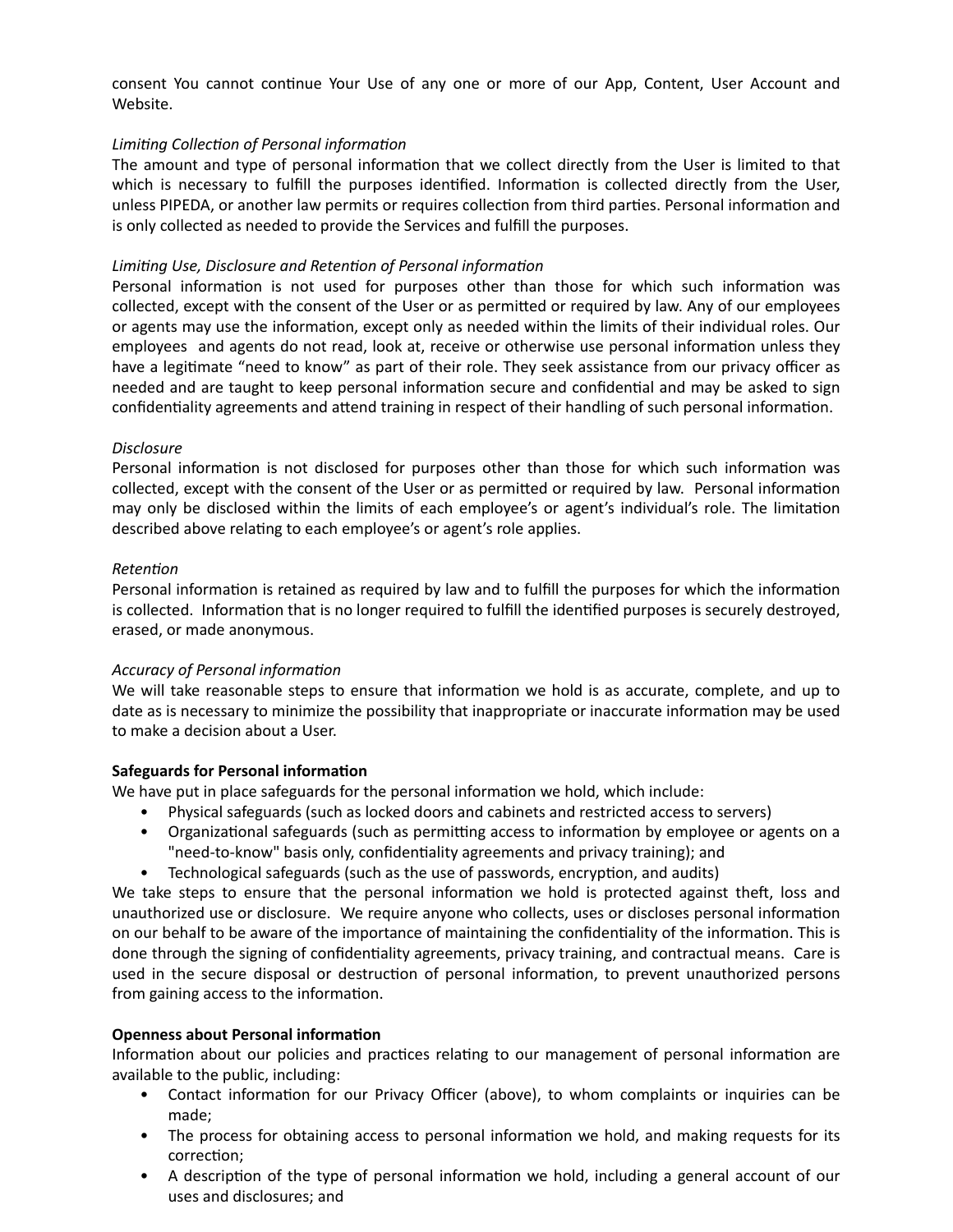consent You cannot continue Your Use of any one or more of our App, Content, User Account and Website.

*Limiting Collection of Personal information*
The amount and type of personal information that we collect directly from the User is limited to that which is necessary to fulfill the purposes identified. Information is collected directly from the User, unless PIPEDA, or another law permits or requires collection from third parties. Personal information and is only collected as needed to provide the Services and fulfill the purposes.

*Limiting Use, Disclosure and Retention of Personal information*
Personal information is not used for purposes other than those for which such information was collected, except with the consent of the User or as permitted or required by law. Any of our employees or agents may use the information, except only as needed within the limits of their individual roles. Our employees and agents do not read, look at, receive or otherwise use personal information unless they have a legitimate "need to know" as part of their role. They seek assistance from our privacy officer as needed and are taught to keep personal information secure and confidential and may be asked to sign confidentiality agreements and attend training in respect of their handling of such personal information.

*Disclosure*
Personal information is not disclosed for purposes other than those for which such information was collected, except with the consent of the User or as permitted or required by law. Personal information may only be disclosed within the limits of each employee's or agent's individual's role. The limitation described above relating to each employee's or agent's role applies.

*Retention*
Personal information is retained as required by law and to fulfill the purposes for which the information is collected. Information that is no longer required to fulfill the identified purposes is securely destroyed, erased, or made anonymous.

*Accuracy of Personal information*
We will take reasonable steps to ensure that information we hold is as accurate, complete, and up to date as is necessary to minimize the possibility that inappropriate or inaccurate information may be used to make a decision about a User.

**Safeguards for Personal information**
We have put in place safeguards for the personal information we hold, which include:

- Physical safeguards (such as locked doors and cabinets and restricted access to servers)
- Organizational safeguards (such as permitting access to information by employee or agents on a "need-to-know" basis only, confidentiality agreements and privacy training); and
- Technological safeguards (such as the use of passwords, encryption, and audits)

We take steps to ensure that the personal information we hold is protected against theft, loss and unauthorized use or disclosure. We require anyone who collects, uses or discloses personal information on our behalf to be aware of the importance of maintaining the confidentiality of the information. This is done through the signing of confidentiality agreements, privacy training, and contractual means. Care is used in the secure disposal or destruction of personal information, to prevent unauthorized persons from gaining access to the information.

**Openness about Personal information**
Information about our policies and practices relating to our management of personal information are available to the public, including:

- Contact information for our Privacy Officer (above), to whom complaints or inquiries can be made;
- The process for obtaining access to personal information we hold, and making requests for its correction;
- A description of the type of personal information we hold, including a general account of our uses and disclosures; and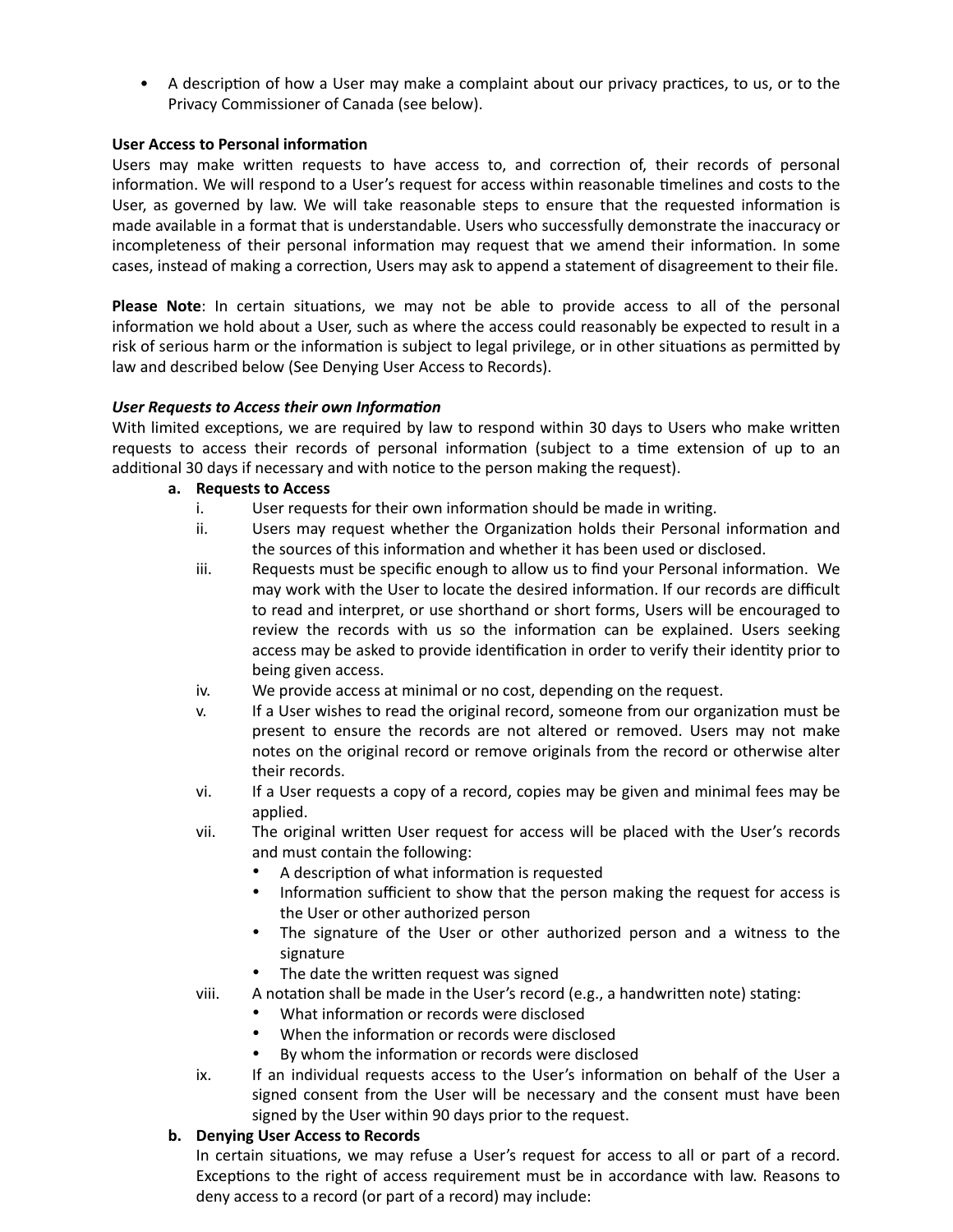- A description of how a User may make a complaint about our privacy practices, to us, or to the Privacy Commissioner of Canada (see below).

**User Access to Personal information**

Users may make written requests to have access to, and correction of, their records of personal information. We will respond to a User's request for access within reasonable timelines and costs to the User, as governed by law. We will take reasonable steps to ensure that the requested information is made available in a format that is understandable. Users who successfully demonstrate the inaccuracy or incompleteness of their personal information may request that we amend their information. In some cases, instead of making a correction, Users may ask to append a statement of disagreement to their file.

**Please Note**: In certain situations, we may not be able to provide access to all of the personal information we hold about a User, such as where the access could reasonably be expected to result in a risk of serious harm or the information is subject to legal privilege, or in other situations as permitted by law and described below (See Denying User Access to Records).

***User Requests to Access their own Information***

With limited exceptions, we are required by law to respond within 30 days to Users who make written requests to access their records of personal information (subject to a time extension of up to an additional 30 days if necessary and with notice to the person making the request).

**a. Requests to Access**

i. User requests for their own information should be made in writing.

ii. Users may request whether the Organization holds their Personal information and the sources of this information and whether it has been used or disclosed.

iii. Requests must be specific enough to allow us to find your Personal information. We may work with the User to locate the desired information. If our records are difficult to read and interpret, or use shorthand or short forms, Users will be encouraged to review the records with us so the information can be explained. Users seeking access may be asked to provide identification in order to verify their identity prior to being given access.

iv. We provide access at minimal or no cost, depending on the request.

v. If a User wishes to read the original record, someone from our organization must be present to ensure the records are not altered or removed. Users may not make notes on the original record or remove originals from the record or otherwise alter their records.

vi. If a User requests a copy of a record, copies may be given and minimal fees may be applied.

vii. The original written User request for access will be placed with the User's records and must contain the following:
   - A description of what information is requested
   - Information sufficient to show that the person making the request for access is the User or other authorized person
   - The signature of the User or other authorized person and a witness to the signature
   - The date the written request was signed

viii. A notation shall be made in the User's record (e.g., a handwritten note) stating:
   - What information or records were disclosed
   - When the information or records were disclosed
   - By whom the information or records were disclosed

ix. If an individual requests access to the User's information on behalf of the User a signed consent from the User will be necessary and the consent must have been signed by the User within 90 days prior to the request.

**b. Denying User Access to Records**

In certain situations, we may refuse a User's request for access to all or part of a record. Exceptions to the right of access requirement must be in accordance with law. Reasons to deny access to a record (or part of a record) may include: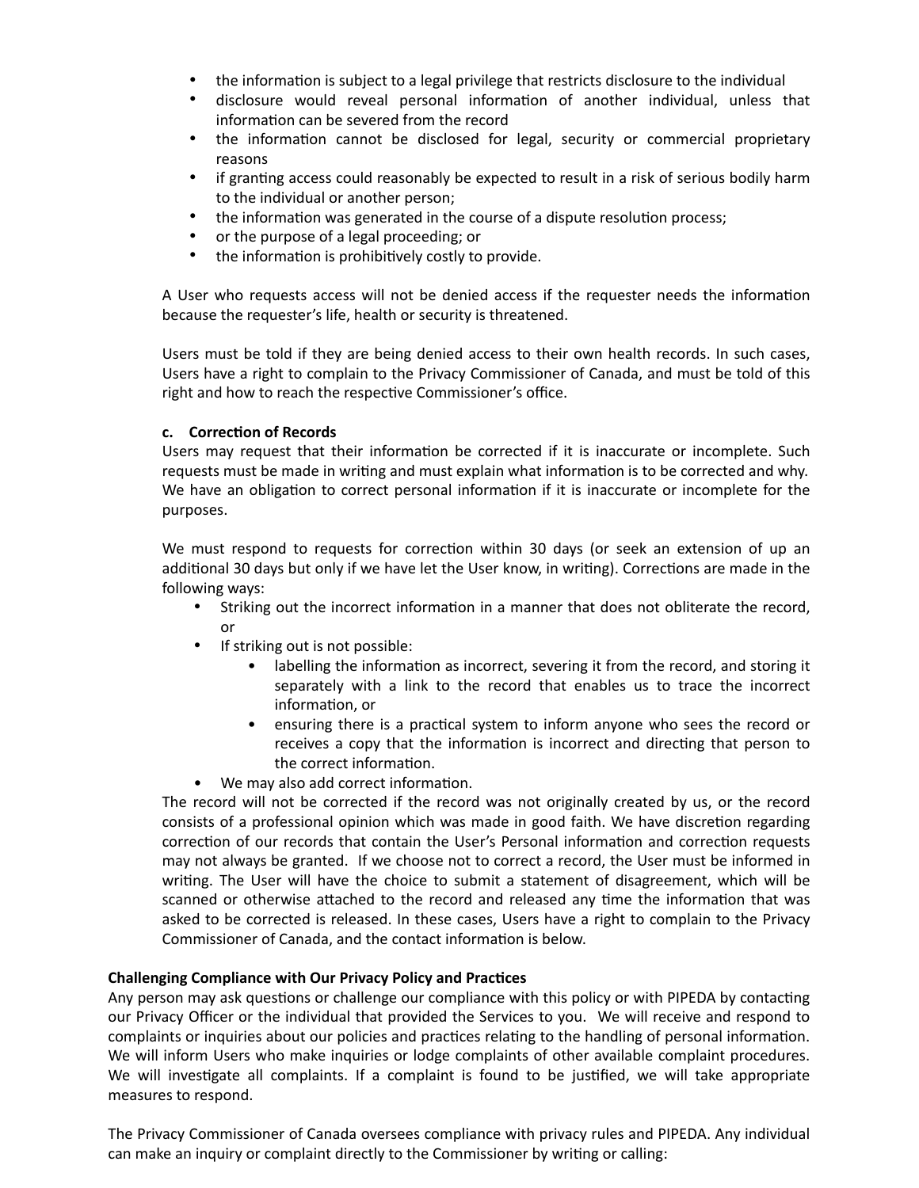- the information is subject to a legal privilege that restricts disclosure to the individual
- disclosure would reveal personal information of another individual, unless that information can be severed from the record
- the information cannot be disclosed for legal, security or commercial proprietary reasons
- if granting access could reasonably be expected to result in a risk of serious bodily harm to the individual or another person;
- the information was generated in the course of a dispute resolution process;
- or the purpose of a legal proceeding; or
- the information is prohibitively costly to provide.

A User who requests access will not be denied access if the requester needs the information because the requester's life, health or security is threatened.

Users must be told if they are being denied access to their own health records. In such cases, Users have a right to complain to the Privacy Commissioner of Canada, and must be told of this right and how to reach the respective Commissioner's office.

**c. Correction of Records**

Users may request that their information be corrected if it is inaccurate or incomplete. Such requests must be made in writing and must explain what information is to be corrected and why. We have an obligation to correct personal information if it is inaccurate or incomplete for the purposes.

We must respond to requests for correction within 30 days (or seek an extension of up an additional 30 days but only if we have let the User know, in writing). Corrections are made in the following ways:

- Striking out the incorrect information in a manner that does not obliterate the record, or
- If striking out is not possible:
    - labelling the information as incorrect, severing it from the record, and storing it separately with a link to the record that enables us to trace the incorrect information, or
    - ensuring there is a practical system to inform anyone who sees the record or receives a copy that the information is incorrect and directing that person to the correct information.
- We may also add correct information.

The record will not be corrected if the record was not originally created by us, or the record consists of a professional opinion which was made in good faith. We have discretion regarding correction of our records that contain the User's Personal information and correction requests may not always be granted. If we choose not to correct a record, the User must be informed in writing. The User will have the choice to submit a statement of disagreement, which will be scanned or otherwise attached to the record and released any time the information that was asked to be corrected is released. In these cases, Users have a right to complain to the Privacy Commissioner of Canada, and the contact information is below.

**Challenging Compliance with Our Privacy Policy and Practices**

Any person may ask questions or challenge our compliance with this policy or with PIPEDA by contacting our Privacy Officer or the individual that provided the Services to you. We will receive and respond to complaints or inquiries about our policies and practices relating to the handling of personal information. We will inform Users who make inquiries or lodge complaints of other available complaint procedures. We will investigate all complaints. If a complaint is found to be justified, we will take appropriate measures to respond.

The Privacy Commissioner of Canada oversees compliance with privacy rules and PIPEDA. Any individual can make an inquiry or complaint directly to the Commissioner by writing or calling: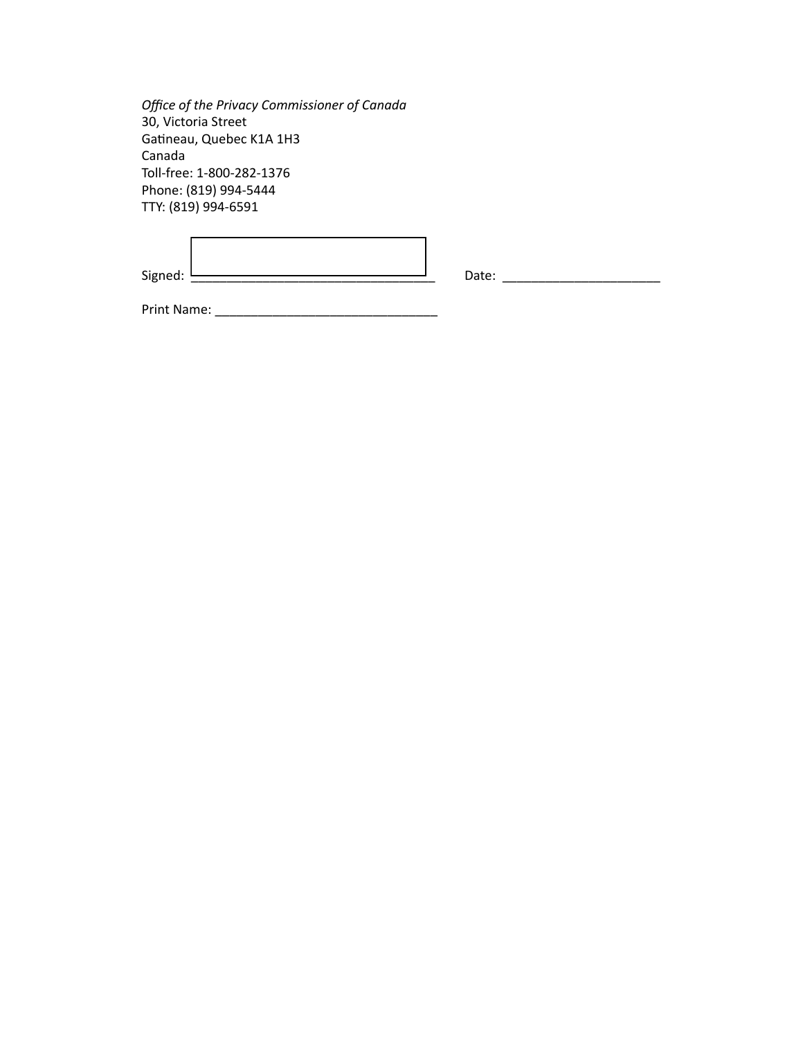*Office of the Privacy Commissioner of Canada*
30, Victoria Street
Gatineau, Quebec K1A 1H3
Canada
Toll-free: 1-800-282-1376
Phone: (819) 994-5444
TTY: (819) 994-6591

Signed: ___________________________________ Date: ______________________

Print Name: ________________________________